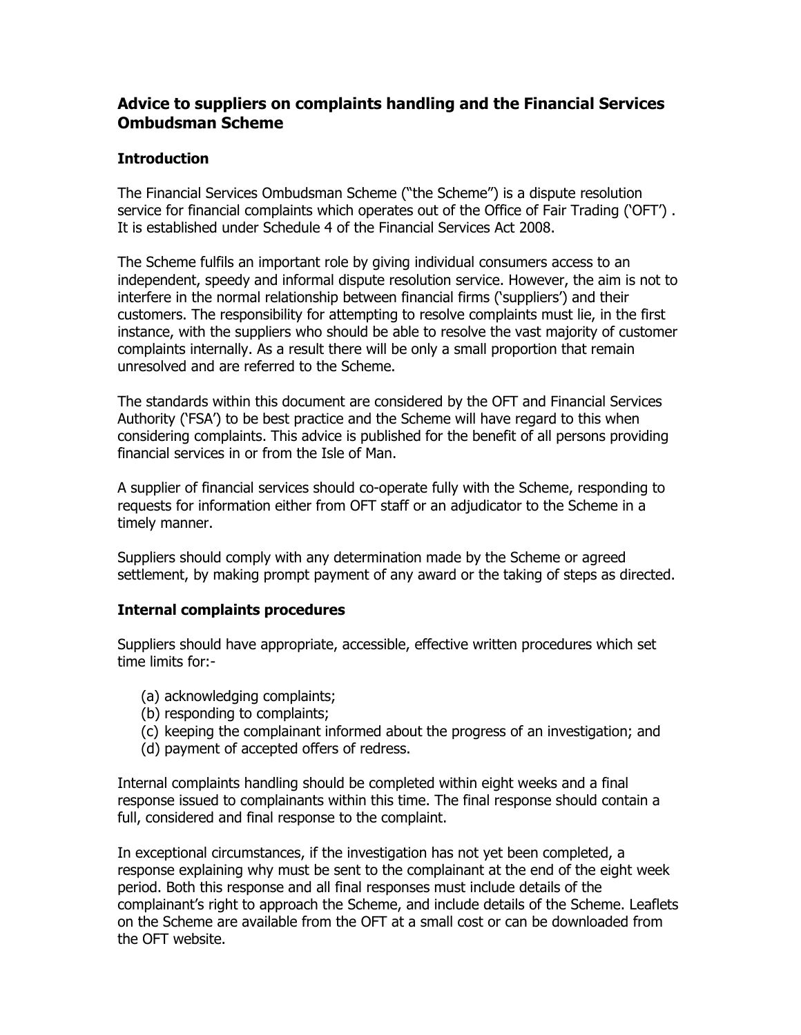## Advice to suppliers on complaints handling and the Financial Services Ombudsman Scheme

### Introduction

The Financial Services Ombudsman Scheme ("the Scheme") is a dispute resolution service for financial complaints which operates out of the Office of Fair Trading ('OFT') . It is established under Schedule 4 of the Financial Services Act 2008.

The Scheme fulfils an important role by giving individual consumers access to an independent, speedy and informal dispute resolution service. However, the aim is not to interfere in the normal relationship between financial firms ('suppliers') and their customers. The responsibility for attempting to resolve complaints must lie, in the first instance, with the suppliers who should be able to resolve the vast majority of customer complaints internally. As a result there will be only a small proportion that remain unresolved and are referred to the Scheme.

The standards within this document are considered by the OFT and Financial Services Authority ('FSA') to be best practice and the Scheme will have regard to this when considering complaints. This advice is published for the benefit of all persons providing financial services in or from the Isle of Man.

A supplier of financial services should co-operate fully with the Scheme, responding to requests for information either from OFT staff or an adjudicator to the Scheme in a timely manner.

Suppliers should comply with any determination made by the Scheme or agreed settlement, by making prompt payment of any award or the taking of steps as directed.

### Internal complaints procedures

Suppliers should have appropriate, accessible, effective written procedures which set time limits for:-

(a) acknowledging complaints;
(b) responding to complaints;
(c) keeping the complainant informed about the progress of an investigation; and
(d) payment of accepted offers of redress.

Internal complaints handling should be completed within eight weeks and a final response issued to complainants within this time. The final response should contain a full, considered and final response to the complaint.

In exceptional circumstances, if the investigation has not yet been completed, a response explaining why must be sent to the complainant at the end of the eight week period. Both this response and all final responses must include details of the complainant's right to approach the Scheme, and include details of the Scheme. Leaflets on the Scheme are available from the OFT at a small cost or can be downloaded from the OFT website.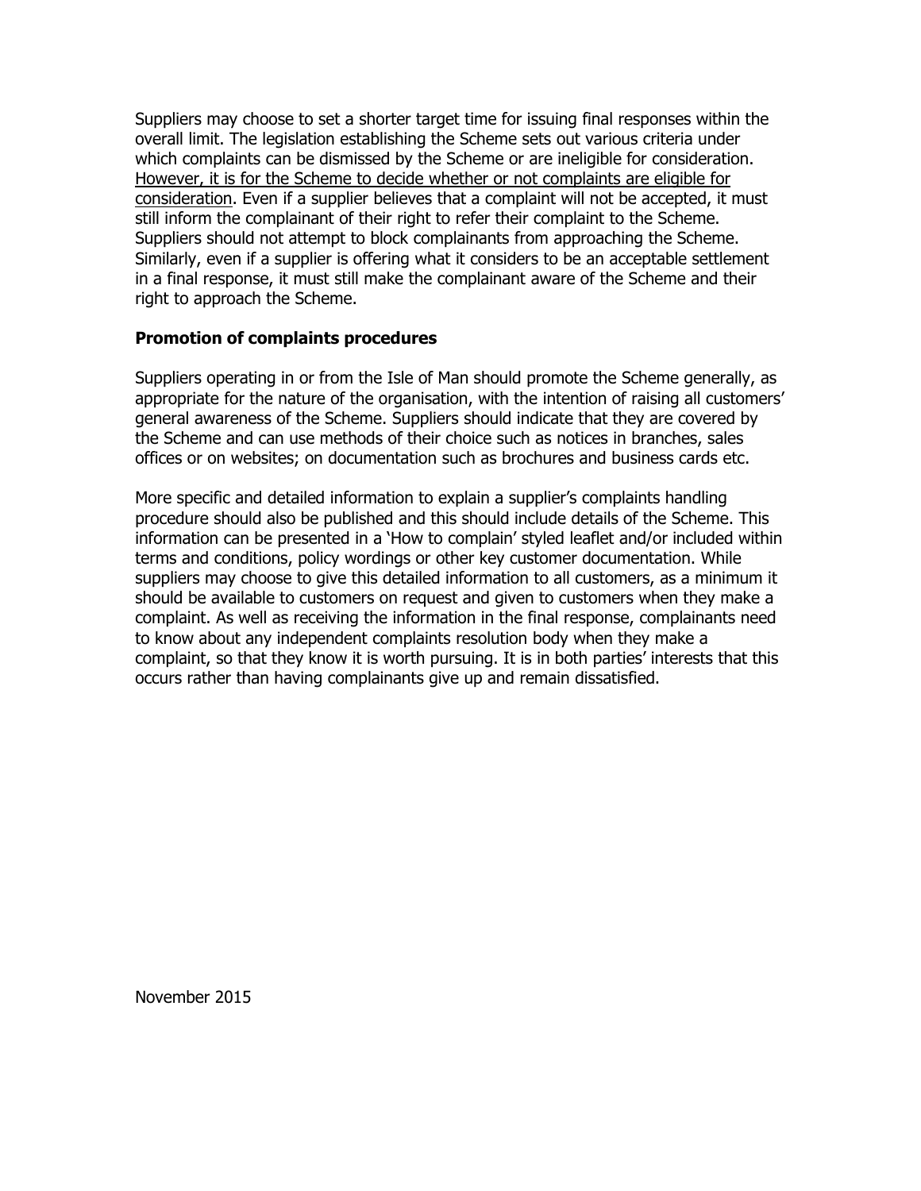Suppliers may choose to set a shorter target time for issuing final responses within the overall limit. The legislation establishing the Scheme sets out various criteria under which complaints can be dismissed by the Scheme or are ineligible for consideration. <u>However, it is for the Scheme to decide whether or not complaints are eligible for consideration</u>. Even if a supplier believes that a complaint will not be accepted, it must still inform the complainant of their right to refer their complaint to the Scheme. Suppliers should not attempt to block complainants from approaching the Scheme. Similarly, even if a supplier is offering what it considers to be an acceptable settlement in a final response, it must still make the complainant aware of the Scheme and their right to approach the Scheme.

**Promotion of complaints procedures**

Suppliers operating in or from the Isle of Man should promote the Scheme generally, as appropriate for the nature of the organisation, with the intention of raising all customers' general awareness of the Scheme. Suppliers should indicate that they are covered by the Scheme and can use methods of their choice such as notices in branches, sales offices or on websites; on documentation such as brochures and business cards etc.

More specific and detailed information to explain a supplier's complaints handling procedure should also be published and this should include details of the Scheme. This information can be presented in a 'How to complain' styled leaflet and/or included within terms and conditions, policy wordings or other key customer documentation. While suppliers may choose to give this detailed information to all customers, as a minimum it should be available to customers on request and given to customers when they make a complaint. As well as receiving the information in the final response, complainants need to know about any independent complaints resolution body when they make a complaint, so that they know it is worth pursuing. It is in both parties' interests that this occurs rather than having complainants give up and remain dissatisfied.

November 2015